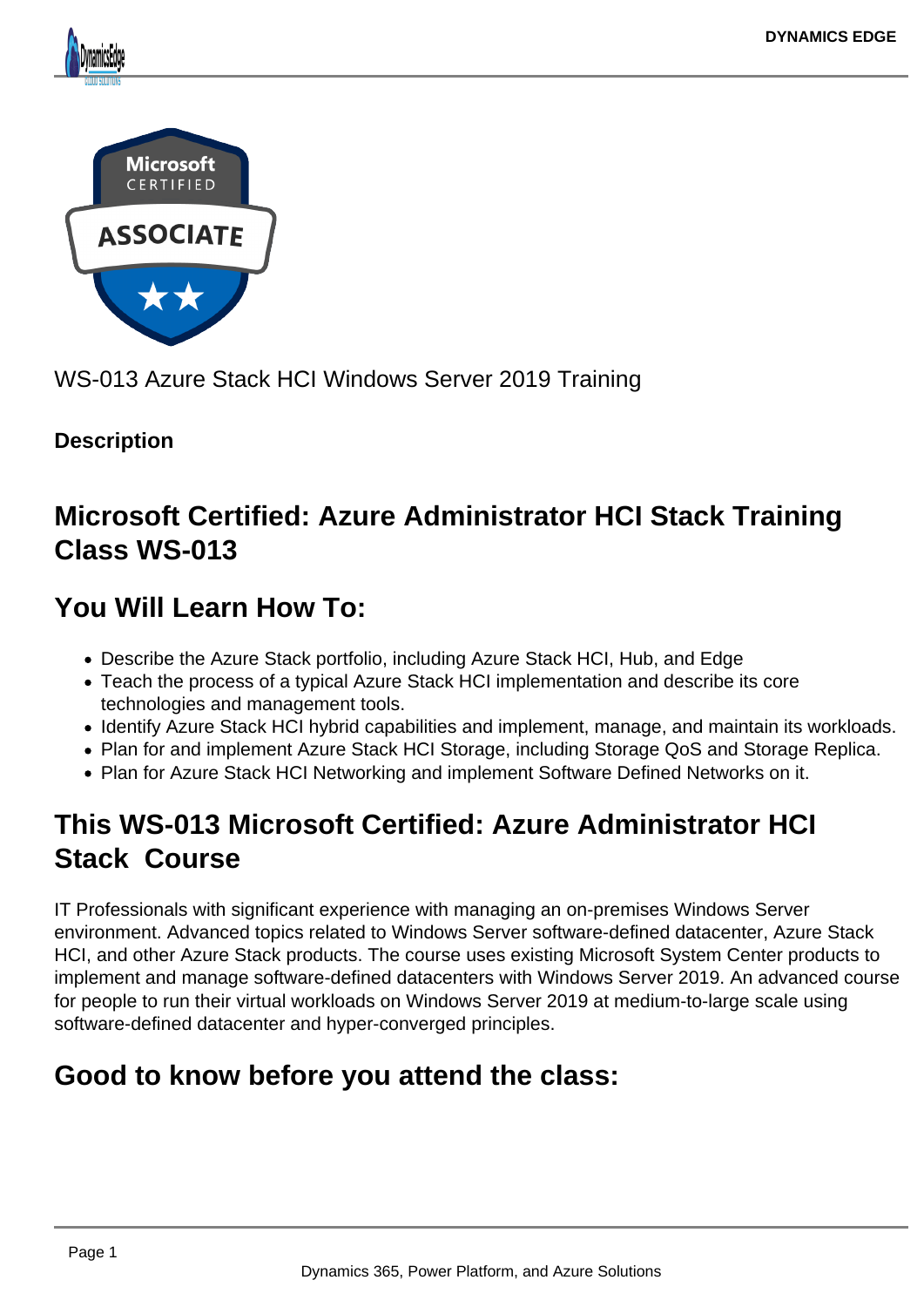WS-013 Azure Stack HCI Windows Server 2019 Training

**Description**

## Microsoft Certified: Azure Administrator HCI Stack Training Class WS-013

## You Will Learn How To:

- Describe the Azure Stack portfolio, including Azure Stack HCI, Hub, and Edge
- Teach the process of a typical Azure Stack HCI implementation and describe its core technologies and management tools.
- Identify Azure Stack HCI hybrid capabilities and implement, manage, and maintain its workloads.
- Plan for and implement Azure Stack HCI Storage, including Storage QoS and Storage Replica.
- Plan for Azure Stack HCI Networking and implement Software Defined Networks on it.

## This WS-013 Microsoft Certified: Azure Administrator HCI Stack Course

IT Professionals with significant experience with managing an on-premises Windows Server environment. Advanced topics related to Windows Server software-defined datacenter, Azure Stack HCI, and other Azure Stack products. The course uses existing Microsoft System Center products to implement and manage software-defined datacenters with Windows Server 2019. An advanced course for people to run their virtual workloads on Windows Server 2019 at medium-to-large scale using software-defined datacenter and hyper-converged principles.

## Good to know before you attend the class: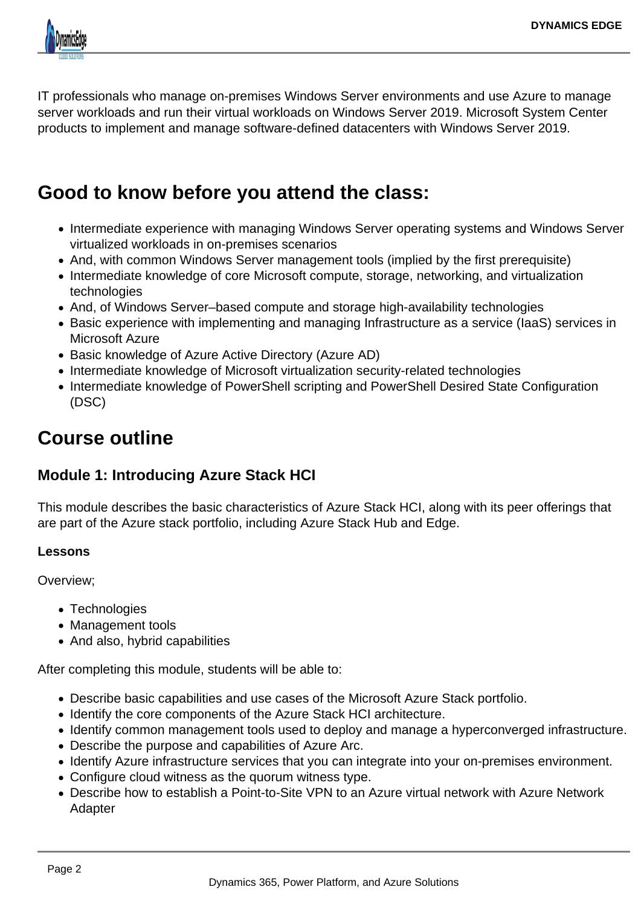IT professionals who manage on-premises Windows Server environments and use Azure to manage server workloads and run their virtual workloads on Windows Server 2019. Microsoft System Center products to implement and manage software-defined datacenters with Windows Server 2019.

## Good to know before you attend the class:

- Intermediate experience with managing Windows Server operating systems and Windows Server virtualized workloads in on-premises scenarios
- And, with common Windows Server management tools (implied by the first prerequisite)
- Intermediate knowledge of core Microsoft compute, storage, networking, and virtualization technologies
- And, of Windows Server–based compute and storage high-availability technologies
- Basic experience with implementing and managing Infrastructure as a service (IaaS) services in Microsoft Azure
- Basic knowledge of Azure Active Directory (Azure AD)
- Intermediate knowledge of Microsoft virtualization security-related technologies
- Intermediate knowledge of PowerShell scripting and PowerShell Desired State Configuration (DSC)

## Course outline

### Module 1: Introducing Azure Stack HCI

This module describes the basic characteristics of Azure Stack HCI, along with its peer offerings that are part of the Azure stack portfolio, including Azure Stack Hub and Edge.

**Lessons**

Overview;

- Technologies
- Management tools
- And also, hybrid capabilities

After completing this module, students will be able to:

- Describe basic capabilities and use cases of the Microsoft Azure Stack portfolio.
- Identify the core components of the Azure Stack HCI architecture.
- Identify common management tools used to deploy and manage a hyperconverged infrastructure.
- Describe the purpose and capabilities of Azure Arc.
- Identify Azure infrastructure services that you can integrate into your on-premises environment.
- Configure cloud witness as the quorum witness type.
- Describe how to establish a Point-to-Site VPN to an Azure virtual network with Azure Network Adapter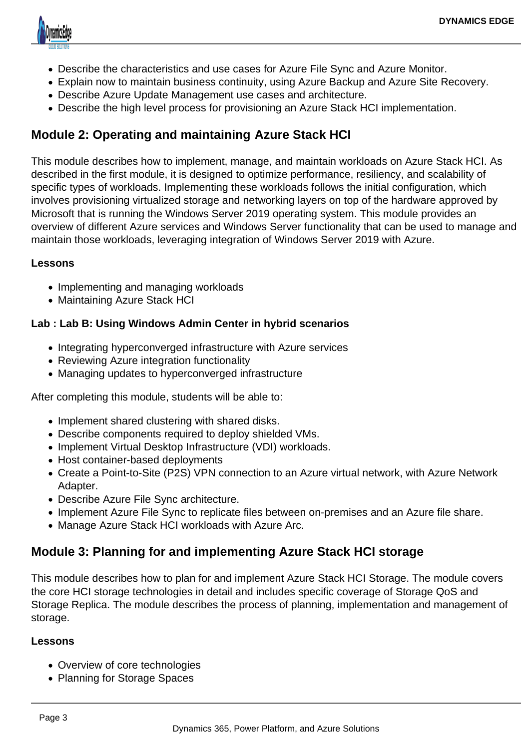- Describe the characteristics and use cases for Azure File Sync and Azure Monitor.
- Explain now to maintain business continuity, using Azure Backup and Azure Site Recovery.
- Describe Azure Update Management use cases and architecture.
- Describe the high level process for provisioning an Azure Stack HCI implementation.

## Module 2: Operating and maintaining Azure Stack HCI

This module describes how to implement, manage, and maintain workloads on Azure Stack HCI. As described in the first module, it is designed to optimize performance, resiliency, and scalability of specific types of workloads. Implementing these workloads follows the initial configuration, which involves provisioning virtualized storage and networking layers on top of the hardware approved by Microsoft that is running the Windows Server 2019 operating system. This module provides an overview of different Azure services and Windows Server functionality that can be used to manage and maintain those workloads, leveraging integration of Windows Server 2019 with Azure.

**Lessons**

- Implementing and managing workloads
- Maintaining Azure Stack HCI

**Lab : Lab B: Using Windows Admin Center in hybrid scenarios**

- Integrating hyperconverged infrastructure with Azure services
- Reviewing Azure integration functionality
- Managing updates to hyperconverged infrastructure

After completing this module, students will be able to:

- Implement shared clustering with shared disks.
- Describe components required to deploy shielded VMs.
- Implement Virtual Desktop Infrastructure (VDI) workloads.
- Host container-based deployments
- Create a Point-to-Site (P2S) VPN connection to an Azure virtual network, with Azure Network Adapter.
- Describe Azure File Sync architecture.
- Implement Azure File Sync to replicate files between on-premises and an Azure file share.
- Manage Azure Stack HCI workloads with Azure Arc.

## Module 3: Planning for and implementing Azure Stack HCI storage

This module describes how to plan for and implement Azure Stack HCI Storage. The module covers the core HCI storage technologies in detail and includes specific coverage of Storage QoS and Storage Replica. The module describes the process of planning, implementation and management of storage.

**Lessons**

- Overview of core technologies
- Planning for Storage Spaces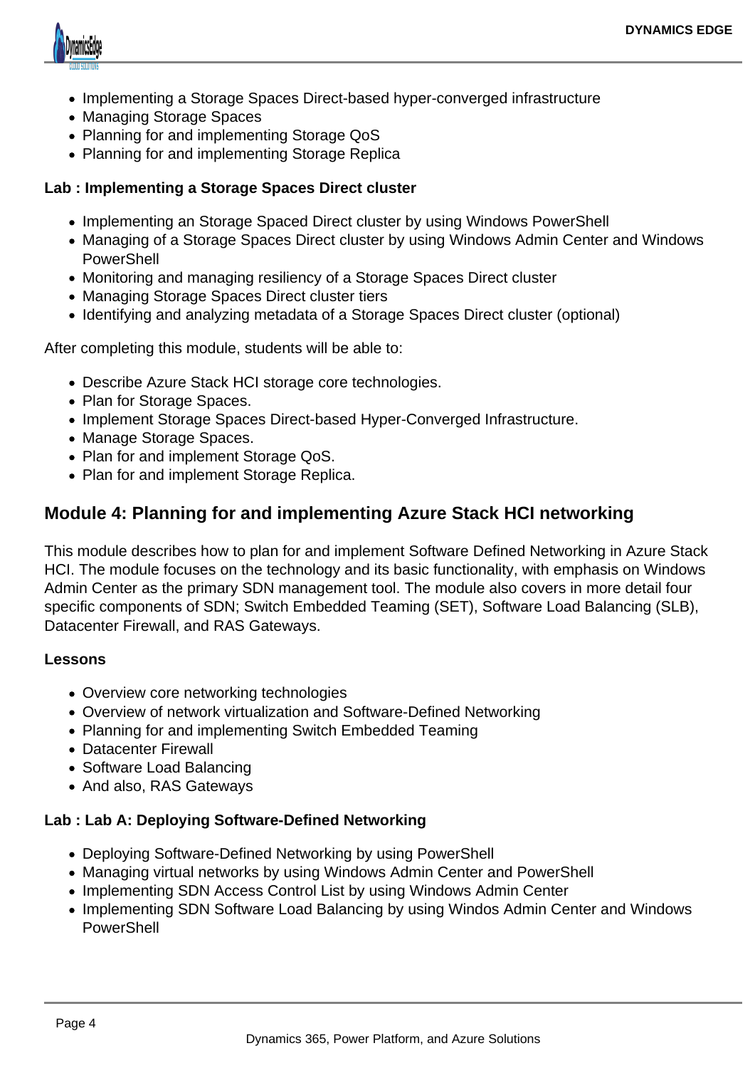- Implementing a Storage Spaces Direct-based hyper-converged infrastructure
- Managing Storage Spaces
- Planning for and implementing Storage QoS
- Planning for and implementing Storage Replica

**Lab : Implementing a Storage Spaces Direct cluster**

- Implementing an Storage Spaced Direct cluster by using Windows PowerShell
- Managing of a Storage Spaces Direct cluster by using Windows Admin Center and Windows PowerShell
- Monitoring and managing resiliency of a Storage Spaces Direct cluster
- Managing Storage Spaces Direct cluster tiers
- Identifying and analyzing metadata of a Storage Spaces Direct cluster (optional)

After completing this module, students will be able to:

- Describe Azure Stack HCI storage core technologies.
- Plan for Storage Spaces.
- Implement Storage Spaces Direct-based Hyper-Converged Infrastructure.
- Manage Storage Spaces.
- Plan for and implement Storage QoS.
- Plan for and implement Storage Replica.

## Module 4: Planning for and implementing Azure Stack HCI networking

This module describes how to plan for and implement Software Defined Networking in Azure Stack HCI. The module focuses on the technology and its basic functionality, with emphasis on Windows Admin Center as the primary SDN management tool. The module also covers in more detail four specific components of SDN; Switch Embedded Teaming (SET), Software Load Balancing (SLB), Datacenter Firewall, and RAS Gateways.

**Lessons**

- Overview core networking technologies
- Overview of network virtualization and Software-Defined Networking
- Planning for and implementing Switch Embedded Teaming
- Datacenter Firewall
- Software Load Balancing
- And also, RAS Gateways

**Lab : Lab A: Deploying Software-Defined Networking**

- Deploying Software-Defined Networking by using PowerShell
- Managing virtual networks by using Windows Admin Center and PowerShell
- Implementing SDN Access Control List by using Windows Admin Center
- Implementing SDN Software Load Balancing by using Windos Admin Center and Windows PowerShell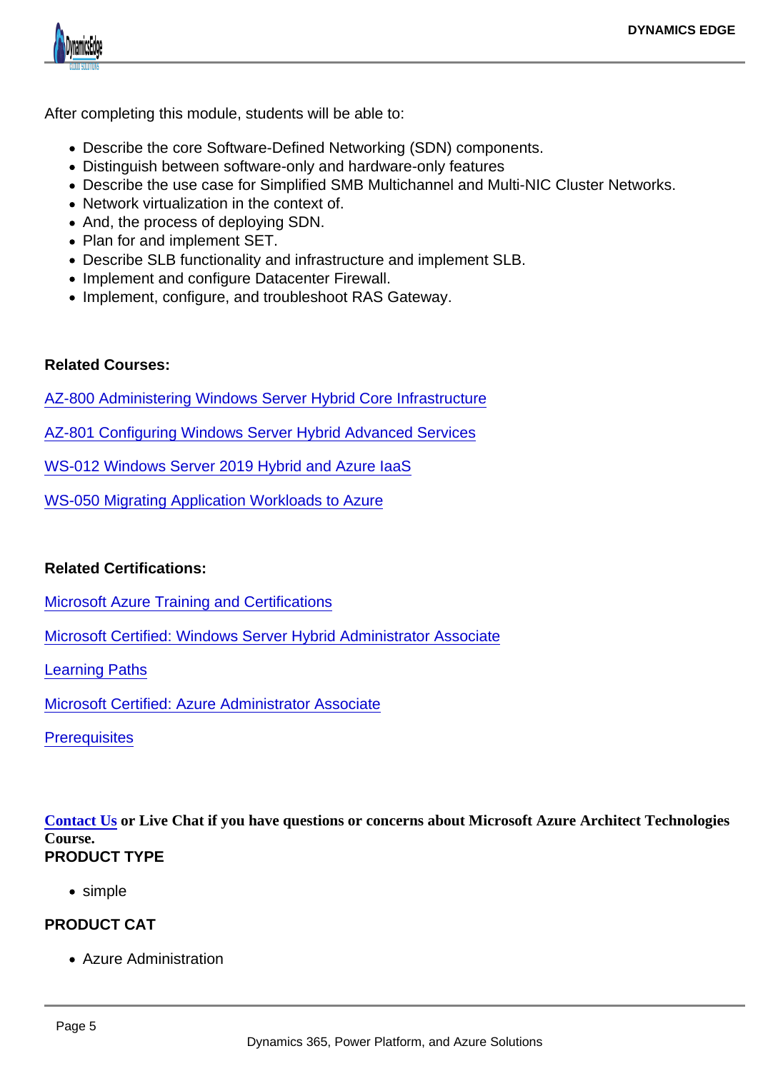After completing this module, students will be able to:

- Describe the core Software-Defined Networking (SDN) components.
- Distinguish between software-only and hardware-only features
- Describe the use case for Simplified SMB Multichannel and Multi-NIC Cluster Networks.
- Network virtualization in the context of.
- And, the process of deploying SDN.
- Plan for and implement SET.
- Describe SLB functionality and infrastructure and implement SLB.
- Implement and configure Datacenter Firewall.
- Implement, configure, and troubleshoot RAS Gateway.

**Related Courses:**

AZ-800 Administering Windows Server Hybrid Core Infrastructure

AZ-801 Configuring Windows Server Hybrid Advanced Services

WS-012 Windows Server 2019 Hybrid and Azure IaaS

WS-050 Migrating Application Workloads to Azure

**Related Certifications:**

Microsoft Azure Training and Certifications

Microsoft Certified: Windows Server Hybrid Administrator Associate

Learning Paths

Microsoft Certified: Azure Administrator Associate

Prerequisites

**Contact Us or Live Chat if you have questions or concerns about Microsoft Azure Architect Technologies Course.**

**PRODUCT TYPE**

- simple

**PRODUCT CAT**

- Azure Administration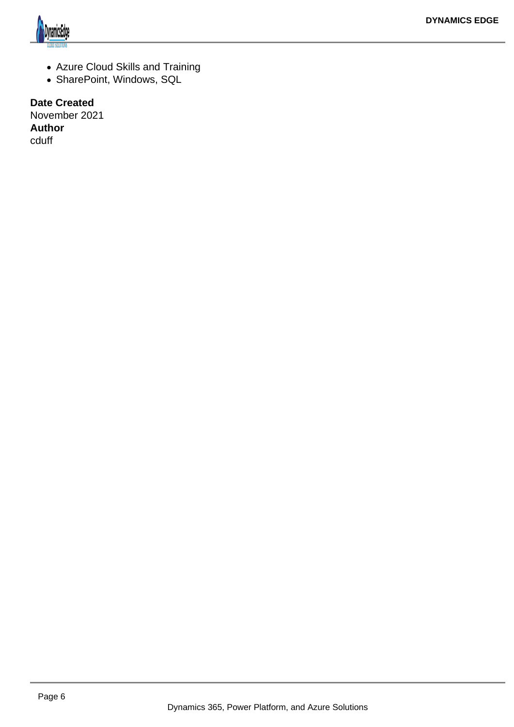- Azure Cloud Skills and Training
- SharePoint, Windows, SQL

**Date Created**
November 2021
**Author**
cduff